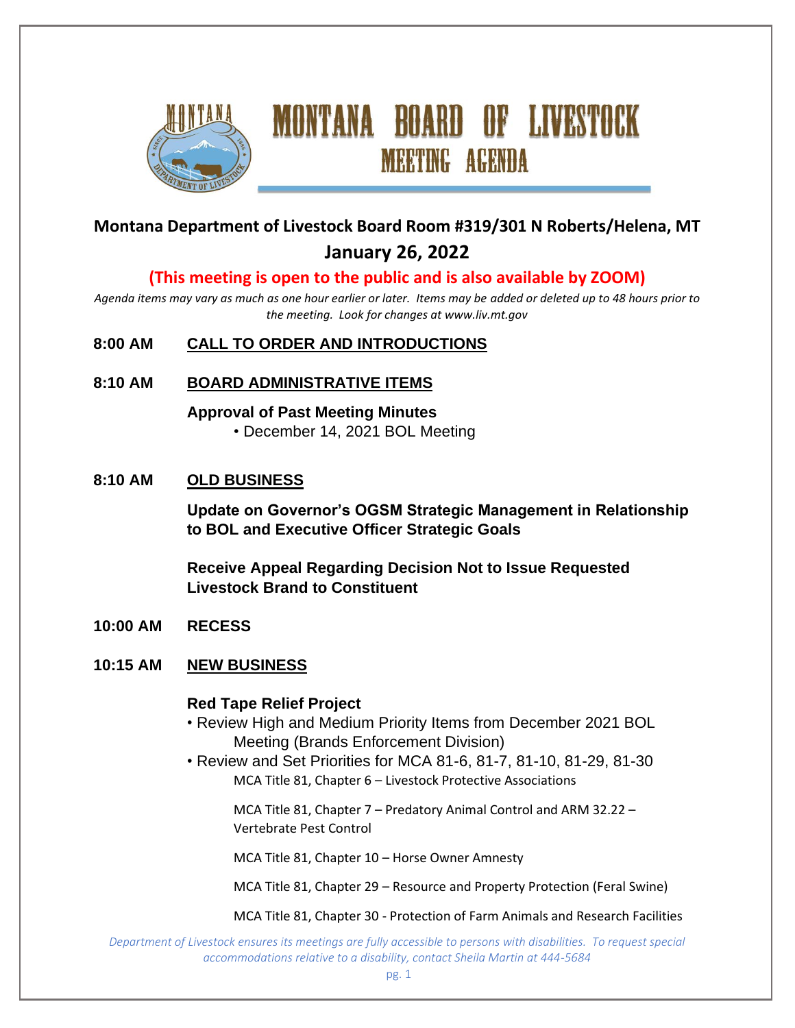# MONTANA BOARD OF LIVESTOCK

## MEETING AGENDA

**Montana Department of Livestock Board Room #319/301 N Roberts/Helena, MT**

**January 26, 2022**

**(This meeting is open to the public and is also available by ZOOM)**

*Agenda items may vary as much as one hour earlier or later. Items may be added or deleted up to 48 hours prior to the meeting. Look for changes at www.liv.mt.gov*

**8:00 AM CALL TO ORDER AND INTRODUCTIONS**

**8:10 AM BOARD ADMINISTRATIVE ITEMS**

**Approval of Past Meeting Minutes**

- December 14, 2021 BOL Meeting

**8:10 AM OLD BUSINESS**

**Update on Governor's OGSM Strategic Management in Relationship to BOL and Executive Officer Strategic Goals**

**Receive Appeal Regarding Decision Not to Issue Requested Livestock Brand to Constituent**

**10:00 AM RECESS**

**10:15 AM NEW BUSINESS**

**Red Tape Relief Project**

- Review High and Medium Priority Items from December 2021 BOL Meeting (Brands Enforcement Division)
- Review and Set Priorities for MCA 81-6, 81-7, 81-10, 81-29, 81-30

  MCA Title 81, Chapter 6 – Livestock Protective Associations

  MCA Title 81, Chapter 7 – Predatory Animal Control and ARM 32.22 – Vertebrate Pest Control

  MCA Title 81, Chapter 10 – Horse Owner Amnesty

  MCA Title 81, Chapter 29 – Resource and Property Protection (Feral Swine)

  MCA Title 81, Chapter 30 - Protection of Farm Animals and Research Facilities

*Department of Livestock ensures its meetings are fully accessible to persons with disabilities. To request special accommodations relative to a disability, contact Sheila Martin at 444-5684*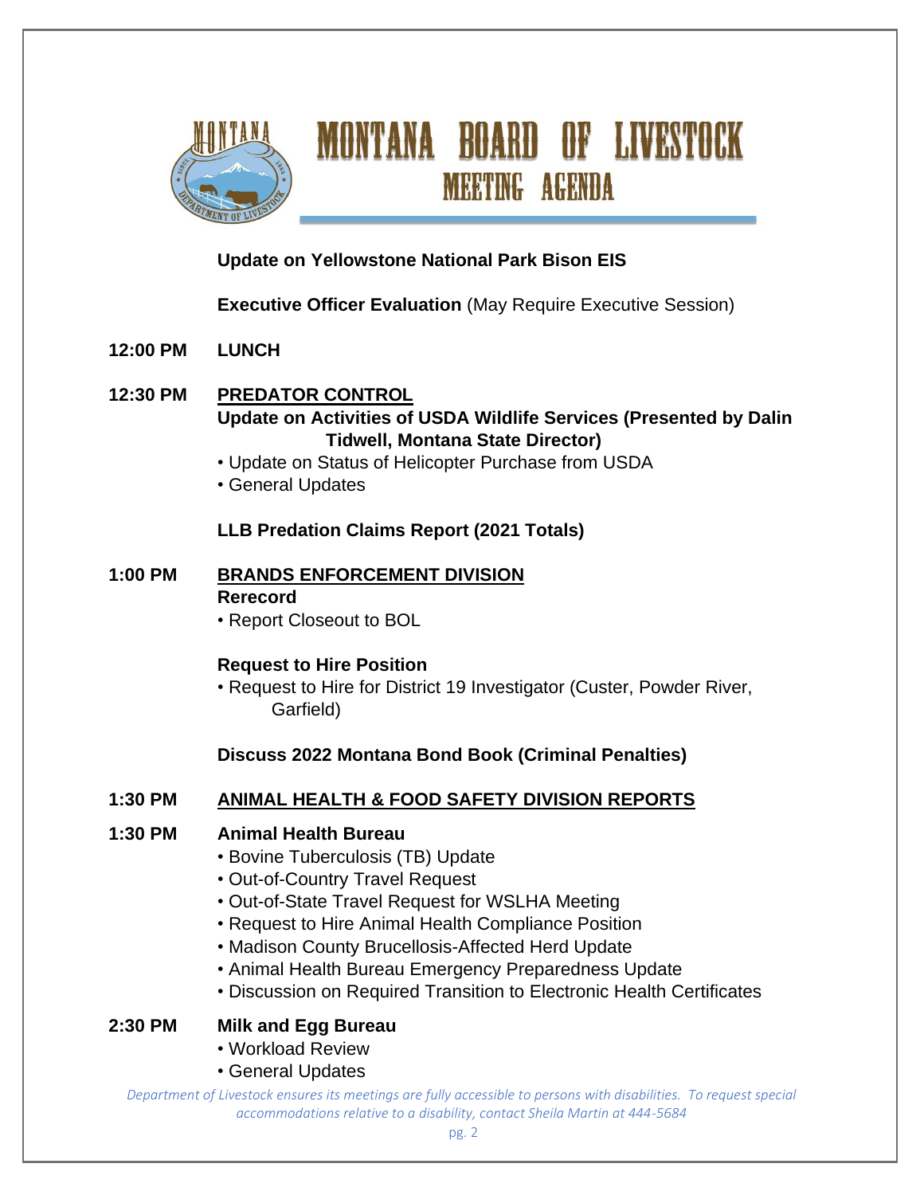# MONTANA BOARD OF LIVESTOCK

## MEETING AGENDA

**Update on Yellowstone National Park Bison EIS**

**Executive Officer Evaluation** (May Require Executive Session)

**12:00 PM** **LUNCH**

**12:30 PM** **PREDATOR CONTROL**

**Update on Activities of USDA Wildlife Services (Presented by Dalin Tidwell, Montana State Director)**

- Update on Status of Helicopter Purchase from USDA
- General Updates

**LLB Predation Claims Report (2021 Totals)**

**1:00 PM** **BRANDS ENFORCEMENT DIVISION**

**Rerecord**

- Report Closeout to BOL

**Request to Hire Position**

- Request to Hire for District 19 Investigator (Custer, Powder River, Garfield)

**Discuss 2022 Montana Bond Book (Criminal Penalties)**

**1:30 PM** **ANIMAL HEALTH & FOOD SAFETY DIVISION REPORTS**

**1:30 PM** **Animal Health Bureau**

- Bovine Tuberculosis (TB) Update
- Out-of-Country Travel Request
- Out-of-State Travel Request for WSLHA Meeting
- Request to Hire Animal Health Compliance Position
- Madison County Brucellosis-Affected Herd Update
- Animal Health Bureau Emergency Preparedness Update
- Discussion on Required Transition to Electronic Health Certificates

**2:30 PM** **Milk and Egg Bureau**

- Workload Review
- General Updates

*Department of Livestock ensures its meetings are fully accessible to persons with disabilities. To request special accommodations relative to a disability, contact Sheila Martin at 444-5684*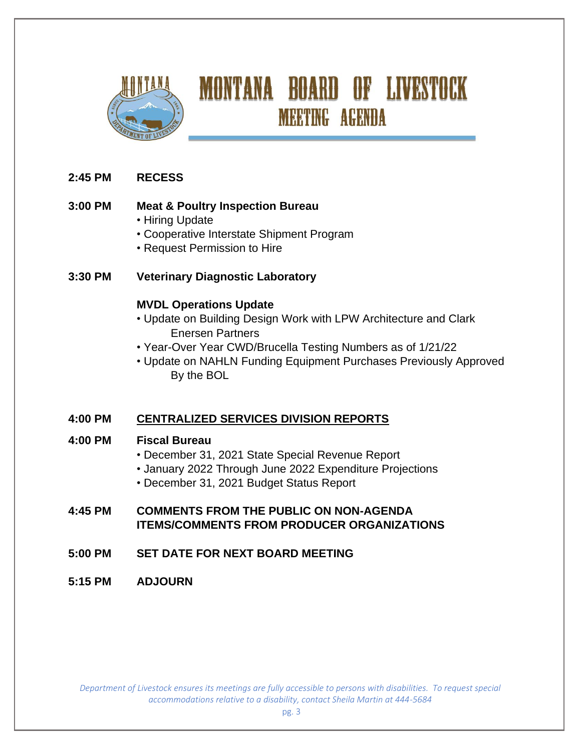# MONTANA BOARD OF LIVESTOCK

## MEETING AGENDA

**2:45 PM** **RECESS**

**3:00 PM** **Meat & Poultry Inspection Bureau**

- Hiring Update
- Cooperative Interstate Shipment Program
- Request Permission to Hire

**3:30 PM** **Veterinary Diagnostic Laboratory**

**MVDL Operations Update**

- Update on Building Design Work with LPW Architecture and Clark Enersen Partners
- Year-Over Year CWD/Brucella Testing Numbers as of 1/21/22
- Update on NAHLN Funding Equipment Purchases Previously Approved By the BOL

**4:00 PM** **CENTRALIZED SERVICES DIVISION REPORTS**

**4:00 PM** **Fiscal Bureau**

- December 31, 2021 State Special Revenue Report
- January 2022 Through June 2022 Expenditure Projections
- December 31, 2021 Budget Status Report

**4:45 PM** **COMMENTS FROM THE PUBLIC ON NON-AGENDA ITEMS/COMMENTS FROM PRODUCER ORGANIZATIONS**

**5:00 PM** **SET DATE FOR NEXT BOARD MEETING**

**5:15 PM** **ADJOURN**

*Department of Livestock ensures its meetings are fully accessible to persons with disabilities. To request special accommodations relative to a disability, contact Sheila Martin at 444-5684*